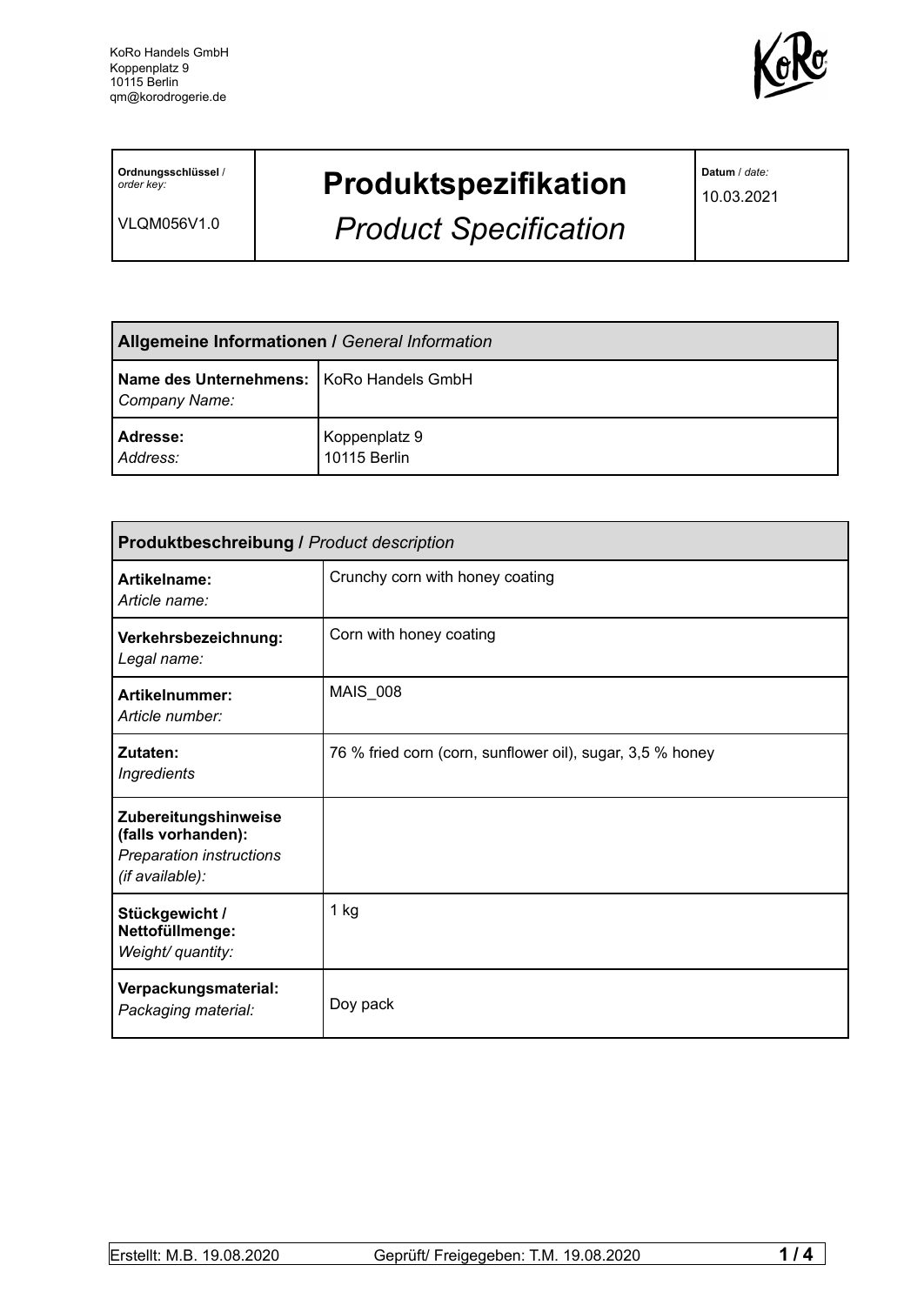KoRo Handels GmbH
Koppenplatz 9
10115 Berlin
qm@korodrogerie.de

| **Ordnungsschlüssel** / *order key:* VLQM056V1.0 | **Produktspezifikation** *Product Specification* | **Datum** / *date:* 10.03.2021 |
|---|---|---|

| **Allgemeine Informationen /** *General Information* | |
|---|---|
| **Name des Unternehmens:** *Company Name:* | KoRo Handels GmbH |
| **Adresse:** *Address:* | Koppenplatz 9 10115 Berlin |

| **Produktbeschreibung /** *Product description* | |
|---|---|
| **Artikelname:** *Article name:* | Crunchy corn with honey coating |
| **Verkehrsbezeichnung:** *Legal name:* | Corn with honey coating |
| **Artikelnummer:** *Article number:* | MAIS_008 |
| **Zutaten:** *Ingredients* | 76 % fried corn (corn, sunflower oil), sugar, 3,5 % honey |
| **Zubereitungshinweise (falls vorhanden):** *Preparation instructions (if available):* | |
| **Stückgewicht / Nettofüllmenge:** *Weight/ quantity:* | 1 kg |
| **Verpackungsmaterial:** *Packaging material:* | Doy pack |

Erstellt: M.B. 19.08.2020 Geprüft/ Freigegeben: T.M. 19.08.2020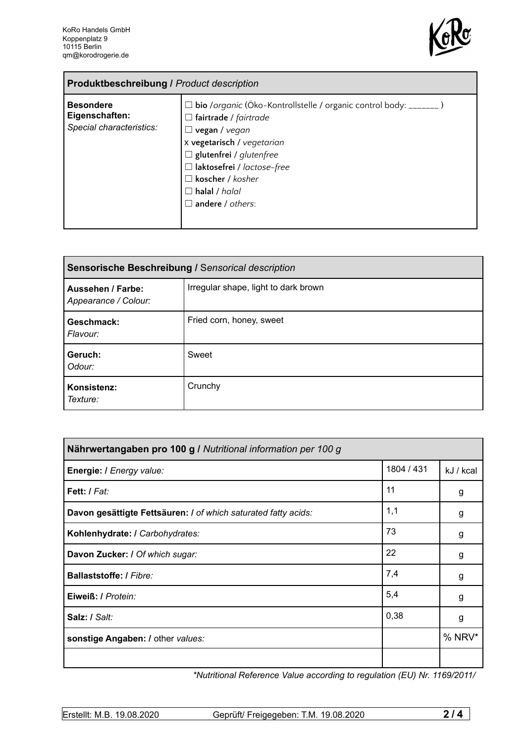KoRo Handels GmbH
Koppenplatz 9
10115 Berlin
qm@korodrogerie.de

| **Produktbeschreibung /** *Product description* | |
|---|---|
| **Besondere Eigenschaften:** *Special characteristics:* | ☐ **bio** /*organic* (Öko-Kontrollstelle / organic control body: _______ )<br>☐ **fairtrade** / *fairtrade*<br>☐ **vegan** / *vegan*<br>x **vegetarisch** / *vegetarian*<br>☐ **glutenfrei** / *glutenfree*<br>☐ **laktosefrei** / *lactose-free*<br>☐ **koscher** / *kosher*<br>☐ **halal** / *halal*<br>☐ **andere** / *others*: |

| **Sensorische Beschreibung /** *Sensorical description* | |
|---|---|
| **Aussehen / Farbe:** *Appearance / Colour:* | Irregular shape, light to dark brown |
| **Geschmack:** *Flavour:* | Fried corn, honey, sweet |
| **Geruch:** *Odour:* | Sweet |
| **Konsistenz:** *Texture:* | Crunchy |

| **Nährwertangaben pro 100 g /** *Nutritional information per 100 g* | | |
|---|---|---|
| **Energie: /** *Energy value:* | 1804 / 431 | kJ / kcal |
| **Fett: /** *Fat:* | 11 | g |
| **Davon gesättigte Fettsäuren: /** *of which saturated fatty acids:* | 1,1 | g |
| **Kohlenhydrate: /** *Carbohydrates:* | 73 | g |
| **Davon Zucker: /** *Of which sugar:* | 22 | g |
| **Ballaststoffe: /** *Fibre:* | 7,4 | g |
| **Eiweiß: /** *Protein:* | 5,4 | g |
| **Salz: /** *Salt:* | 0,38 | g |
| **sonstige Angaben: /** other *values:* | | % NRV* |
| | | |

*\*Nutritional Reference Value according to regulation (EU) Nr. 1169/2011/*

Erstellt: M.B. 19.08.2020 Geprüft/ Freigegeben: T.M. 19.08.2020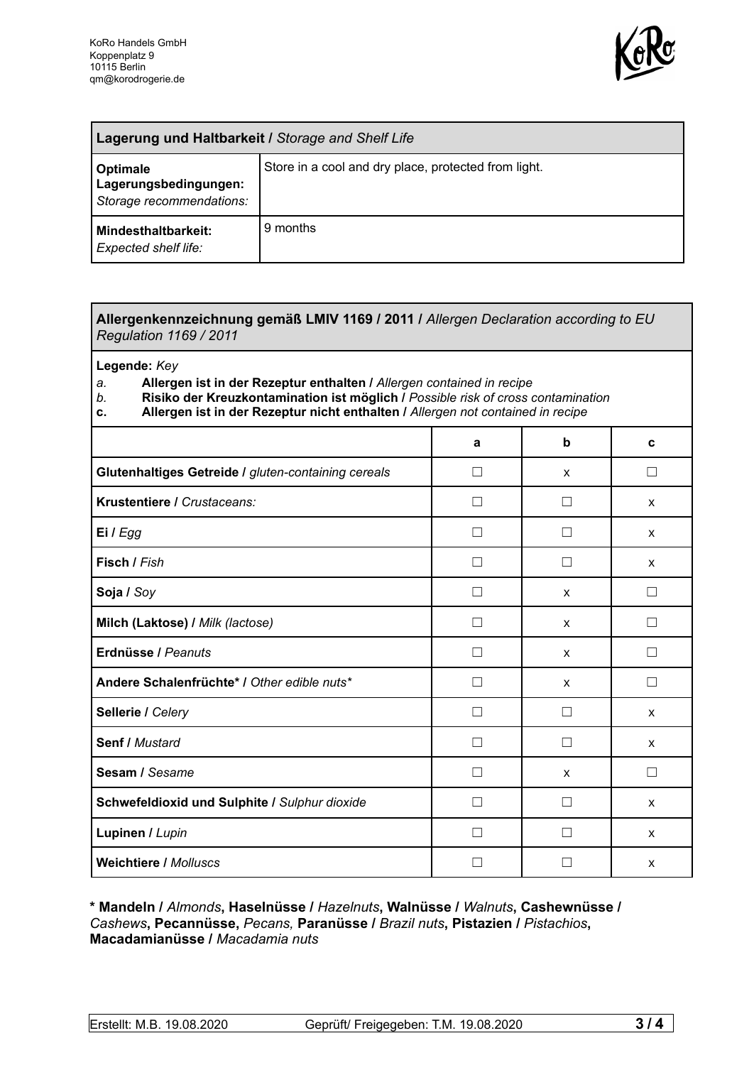KoRo Handels GmbH
Koppenplatz 9
10115 Berlin
qm@korodrogerie.de

| **Lagerung und Haltbarkeit /** *Storage and Shelf Life* | |
|---|---|
| **Optimale Lagerungsbedingungen:** *Storage recommendations:* | Store in a cool and dry place, protected from light. |
| **Mindesthaltbarkeit:** *Expected shelf life:* | 9 months |

**Allergenkennzeichnung gemäß LMIV 1169 / 2011 /** *Allergen Declaration according to EU Regulation 1169 / 2011*

**Legende:** *Key*

*a.* **Allergen ist in der Rezeptur enthalten /** *Allergen contained in recipe*
*b.* **Risiko der Kreuzkontamination ist möglich /** *Possible risk of cross contamination*
**c.** **Allergen ist in der Rezeptur nicht enthalten /** *Allergen not contained in recipe*

| | a | b | c |
|---|---|---|---|
| **Glutenhaltiges Getreide /** *gluten-containing cereals* | ☐ | x | ☐ |
| **Krustentiere /** *Crustaceans:* | ☐ | ☐ | x |
| **Ei /** *Egg* | ☐ | ☐ | x |
| **Fisch /** *Fish* | ☐ | ☐ | x |
| **Soja /** *Soy* | ☐ | x | ☐ |
| **Milch (Laktose) /** *Milk (lactose)* | ☐ | x | ☐ |
| **Erdnüsse /** *Peanuts* | ☐ | x | ☐ |
| **Andere Schalenfrüchte* /** *Other edible nuts** | ☐ | x | ☐ |
| **Sellerie /** *Celery* | ☐ | ☐ | x |
| **Senf /** *Mustard* | ☐ | ☐ | x |
| **Sesam /** *Sesame* | ☐ | x | ☐ |
| **Schwefeldioxid und Sulphite /** *Sulphur dioxide* | ☐ | ☐ | x |
| **Lupinen /** *Lupin* | ☐ | ☐ | x |
| **Weichtiere /** *Molluscs* | ☐ | ☐ | x |

**\* Mandeln /** *Almonds*, **Haselnüsse /** *Hazelnuts*, **Walnüsse /** *Walnuts*, **Cashewnüsse /** *Cashews*, **Pecannüsse,** *Pecans,* **Paranüsse /** *Brazil nuts*, **Pistazien /** *Pistachios*, **Macadamianüsse /** *Macadamia nuts*

Erstellt: M.B. 19.08.2020 Geprüft/ Freigegeben: T.M. 19.08.2020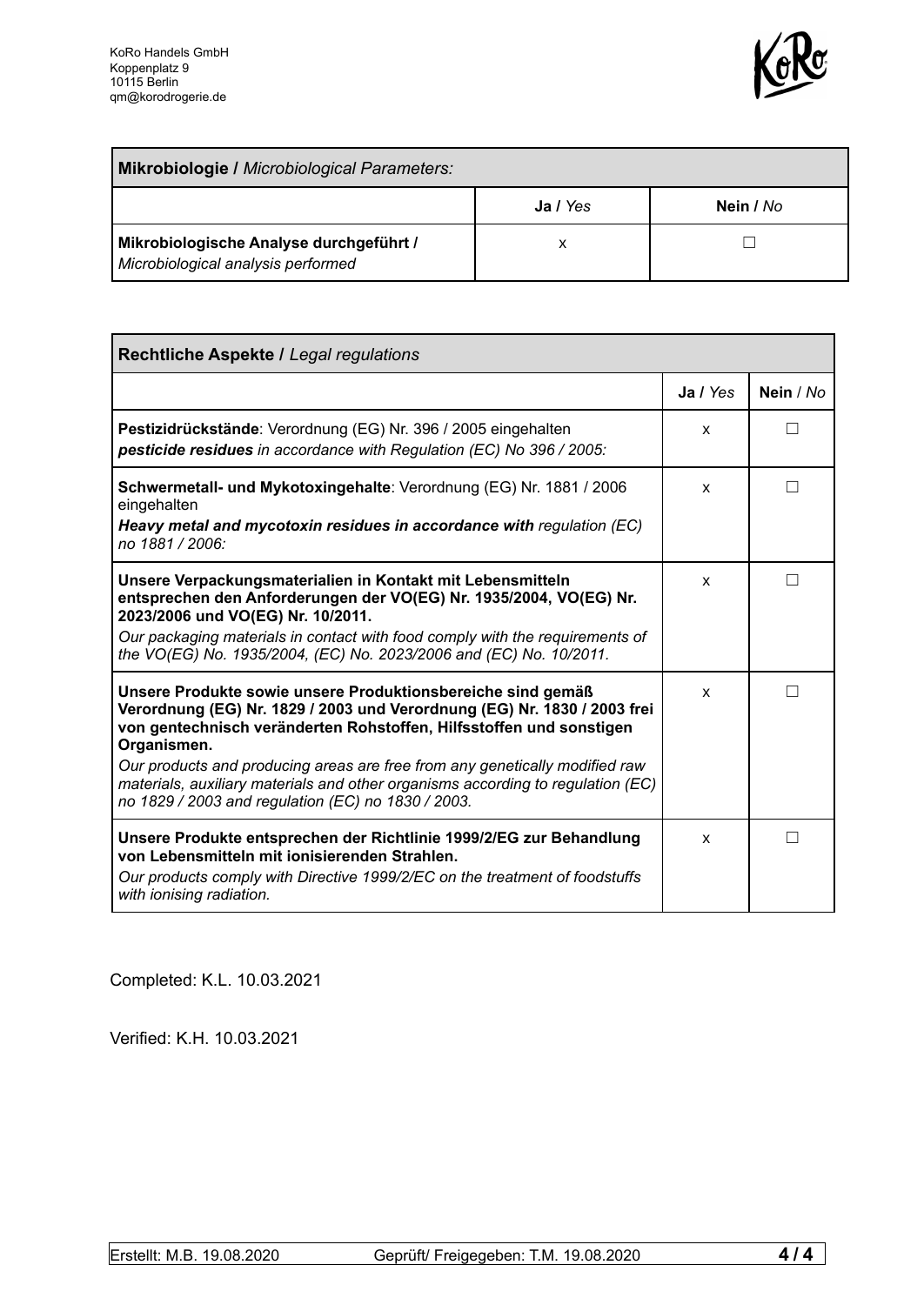KoRo Handels GmbH
Koppenplatz 9
10115 Berlin
qm@korodrogerie.de

| **Mikrobiologie /** *Microbiological Parameters:* | | |
|---|---|---|
| | **Ja /** *Yes* | **Nein /** *No* |
| **Mikrobiologische Analyse durchgeführt /** *Microbiological analysis performed* | x | ☐ |

| **Rechtliche Aspekte /** *Legal regulations* | | |
|---|---|---|
| | **Ja /** *Yes* | **Nein** / *No* |
| **Pestizidrückstände**: Verordnung (EG) Nr. 396 / 2005 eingehalten *__pesticide residues__ in accordance with Regulation (EC) No 396 / 2005:* | x | ☐ |
| **Schwermetall- und Mykotoxingehalte**: Verordnung (EG) Nr. 1881 / 2006 eingehalten *__Heavy metal and mycotoxin residues in accordance with__ regulation (EC) no 1881 / 2006:* | x | ☐ |
| **Unsere Verpackungsmaterialien in Kontakt mit Lebensmitteln entsprechen den Anforderungen der VO(EG) Nr. 1935/2004, VO(EG) Nr. 2023/2006 und VO(EG) Nr. 10/2011.** *Our packaging materials in contact with food comply with the requirements of the VO(EG) No. 1935/2004, (EC) No. 2023/2006 and (EC) No. 10/2011.* | x | ☐ |
| **Unsere Produkte sowie unsere Produktionsbereiche sind gemäß Verordnung (EG) Nr. 1829 / 2003 und Verordnung (EG) Nr. 1830 / 2003 frei von gentechnisch veränderten Rohstoffen, Hilfsstoffen und sonstigen Organismen.** *Our products and producing areas are free from any genetically modified raw materials, auxiliary materials and other organisms according to regulation (EC) no 1829 / 2003 and regulation (EC) no 1830 / 2003.* | x | ☐ |
| **Unsere Produkte entsprechen der Richtlinie 1999/2/EG zur Behandlung von Lebensmitteln mit ionisierenden Strahlen.** *Our products comply with Directive 1999/2/EC on the treatment of foodstuffs with ionising radiation.* | x | ☐ |

Completed: K.L. 10.03.2021

Verified: K.H. 10.03.2021